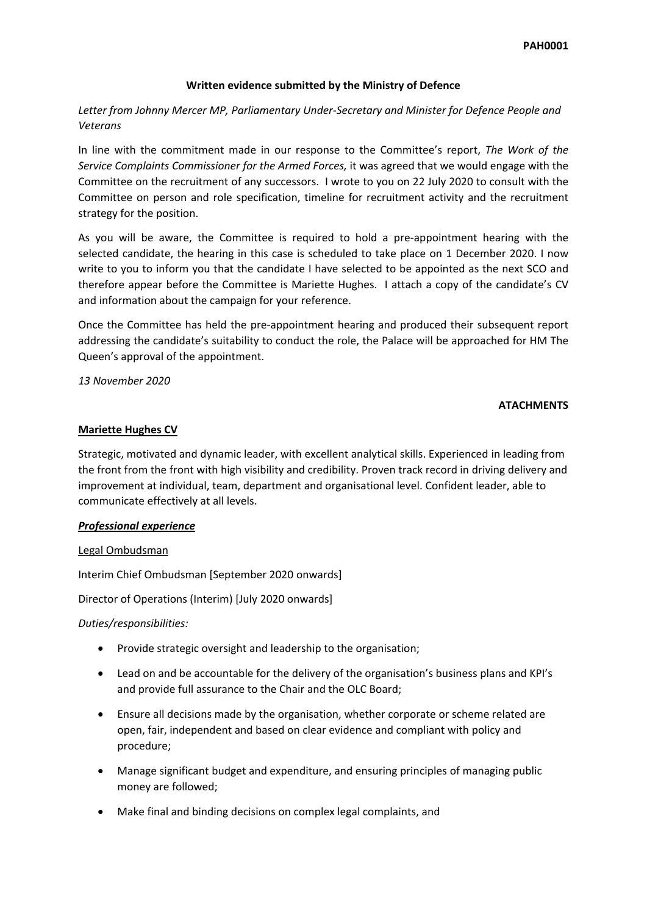PAH0001

**Written evidence submitted by the Ministry of Defence**

*Letter from Johnny Mercer MP, Parliamentary Under-Secretary and Minister for Defence People and Veterans*

In line with the commitment made in our response to the Committee's report, *The Work of the Service Complaints Commissioner for the Armed Forces,* it was agreed that we would engage with the Committee on the recruitment of any successors. I wrote to you on 22 July 2020 to consult with the Committee on person and role specification, timeline for recruitment activity and the recruitment strategy for the position.

As you will be aware, the Committee is required to hold a pre-appointment hearing with the selected candidate, the hearing in this case is scheduled to take place on 1 December 2020. I now write to you to inform you that the candidate I have selected to be appointed as the next SCO and therefore appear before the Committee is Mariette Hughes. I attach a copy of the candidate's CV and information about the campaign for your reference.

Once the Committee has held the pre-appointment hearing and produced their subsequent report addressing the candidate's suitability to conduct the role, the Palace will be approached for HM The Queen's approval of the appointment.

*13 November 2020*

**ATACHMENTS**

**Mariette Hughes CV**

Strategic, motivated and dynamic leader, with excellent analytical skills. Experienced in leading from the front from the front with high visibility and credibility. Proven track record in driving delivery and improvement at individual, team, department and organisational level. Confident leader, able to communicate effectively at all levels.

***Professional experience***

Legal Ombudsman

Interim Chief Ombudsman [September 2020 onwards]

Director of Operations (Interim) [July 2020 onwards]

*Duties/responsibilities:*

- Provide strategic oversight and leadership to the organisation;
- Lead on and be accountable for the delivery of the organisation's business plans and KPI's and provide full assurance to the Chair and the OLC Board;
- Ensure all decisions made by the organisation, whether corporate or scheme related are open, fair, independent and based on clear evidence and compliant with policy and procedure;
- Manage significant budget and expenditure, and ensuring principles of managing public money are followed;
- Make final and binding decisions on complex legal complaints, and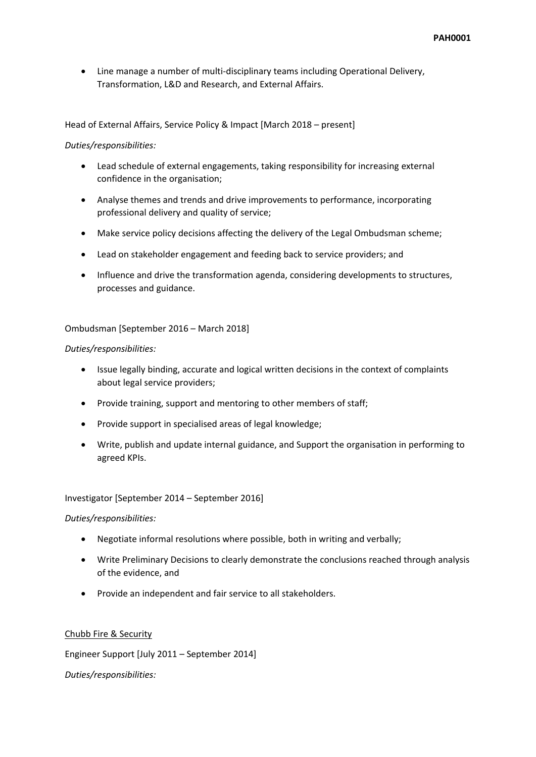- Line manage a number of multi-disciplinary teams including Operational Delivery, Transformation, L&D and Research, and External Affairs.

Head of External Affairs, Service Policy & Impact [March 2018 – present]

*Duties/responsibilities:*

- Lead schedule of external engagements, taking responsibility for increasing external confidence in the organisation;
- Analyse themes and trends and drive improvements to performance, incorporating professional delivery and quality of service;
- Make service policy decisions affecting the delivery of the Legal Ombudsman scheme;
- Lead on stakeholder engagement and feeding back to service providers; and
- Influence and drive the transformation agenda, considering developments to structures, processes and guidance.

Ombudsman [September 2016 – March 2018]

*Duties/responsibilities:*

- Issue legally binding, accurate and logical written decisions in the context of complaints about legal service providers;
- Provide training, support and mentoring to other members of staff;
- Provide support in specialised areas of legal knowledge;
- Write, publish and update internal guidance, and Support the organisation in performing to agreed KPIs.

Investigator [September 2014 – September 2016]

*Duties/responsibilities:*

- Negotiate informal resolutions where possible, both in writing and verbally;
- Write Preliminary Decisions to clearly demonstrate the conclusions reached through analysis of the evidence, and
- Provide an independent and fair service to all stakeholders.

<u>Chubb Fire & Security</u>

Engineer Support [July 2011 – September 2014]

*Duties/responsibilities:*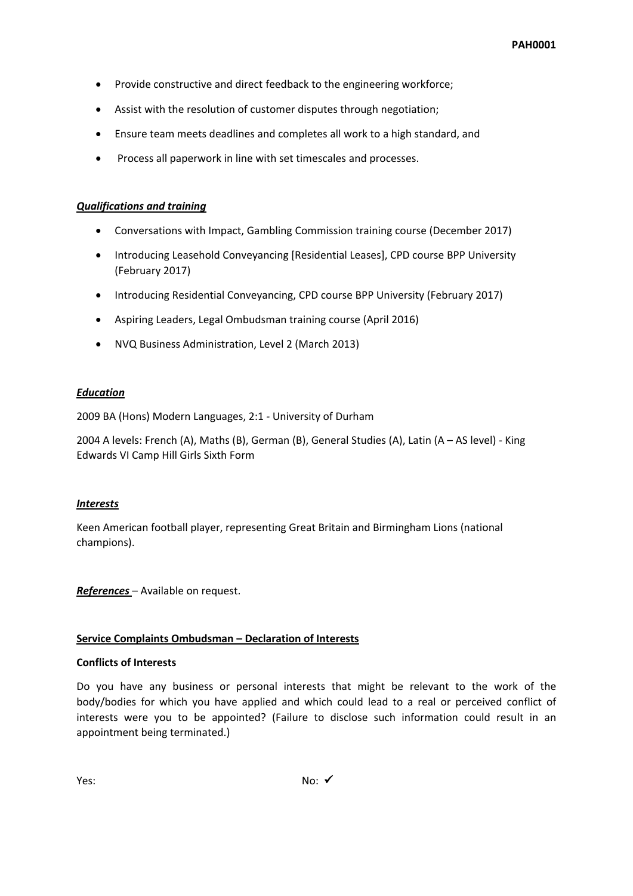- Provide constructive and direct feedback to the engineering workforce;
- Assist with the resolution of customer disputes through negotiation;
- Ensure team meets deadlines and completes all work to a high standard, and
- Process all paperwork in line with set timescales and processes.

***Qualifications and training***

- Conversations with Impact, Gambling Commission training course (December 2017)
- Introducing Leasehold Conveyancing [Residential Leases], CPD course BPP University (February 2017)
- Introducing Residential Conveyancing, CPD course BPP University (February 2017)
- Aspiring Leaders, Legal Ombudsman training course (April 2016)
- NVQ Business Administration, Level 2 (March 2013)

***Education***

2009 BA (Hons) Modern Languages, 2:1 - University of Durham

2004 A levels: French (A), Maths (B), German (B), General Studies (A), Latin (A – AS level) - King Edwards VI Camp Hill Girls Sixth Form

***Interests***

Keen American football player, representing Great Britain and Birmingham Lions (national champions).

***References*** – Available on request.

**Service Complaints Ombudsman – Declaration of Interests**

**Conflicts of Interests**

Do you have any business or personal interests that might be relevant to the work of the body/bodies for which you have applied and which could lead to a real or perceived conflict of interests were you to be appointed? (Failure to disclose such information could result in an appointment being terminated.)

Yes: No: ✓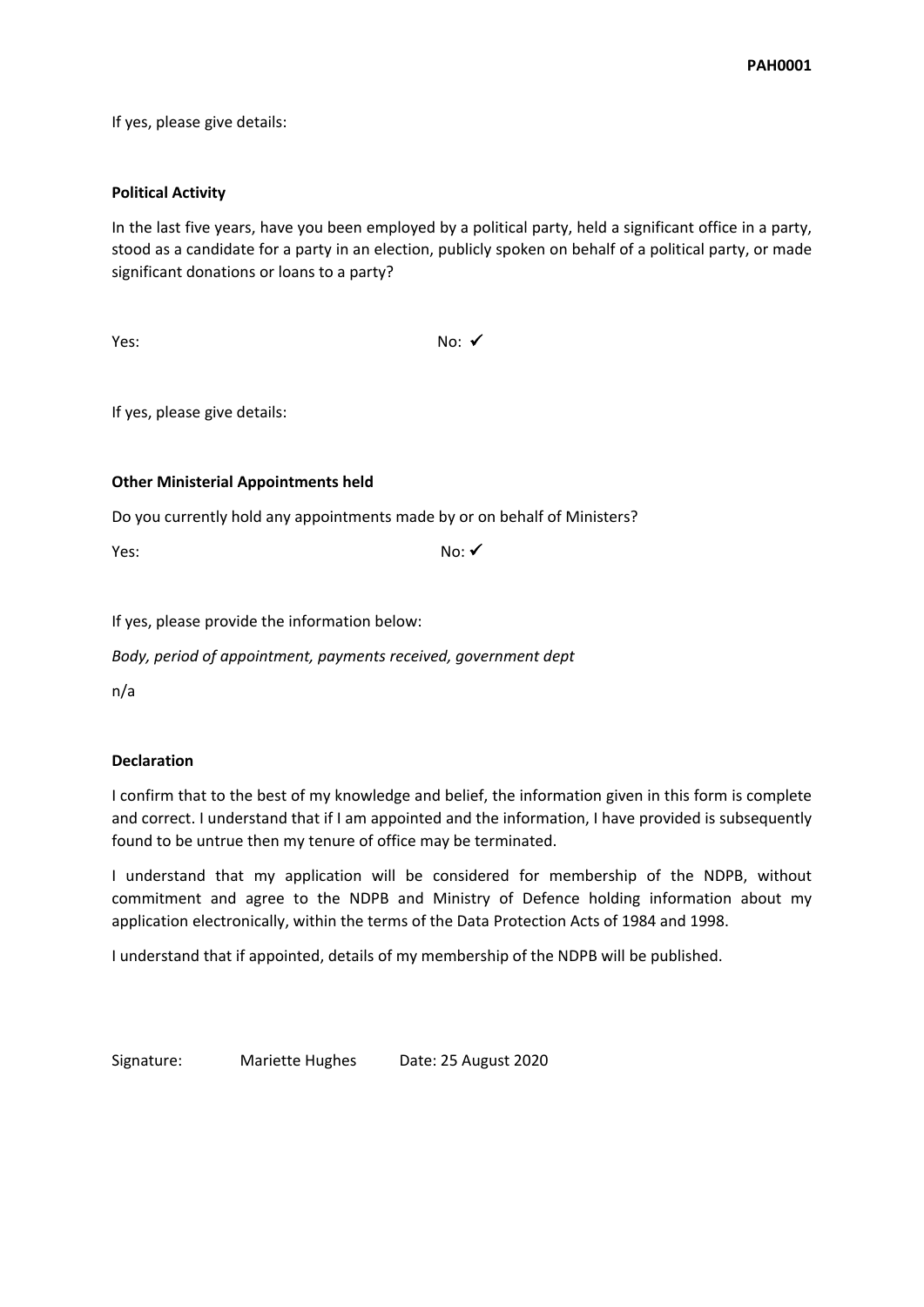If yes, please give details:

**Political Activity**

In the last five years, have you been employed by a political party, held a significant office in a party, stood as a candidate for a party in an election, publicly spoken on behalf of a political party, or made significant donations or loans to a party?

Yes: No: ✔

If yes, please give details:

**Other Ministerial Appointments held**

Do you currently hold any appointments made by or on behalf of Ministers?

Yes: No: ✔

If yes, please provide the information below:

*Body, period of appointment, payments received, government dept*

n/a

**Declaration**

I confirm that to the best of my knowledge and belief, the information given in this form is complete and correct. I understand that if I am appointed and the information, I have provided is subsequently found to be untrue then my tenure of office may be terminated.

I understand that my application will be considered for membership of the NDPB, without commitment and agree to the NDPB and Ministry of Defence holding information about my application electronically, within the terms of the Data Protection Acts of 1984 and 1998.

I understand that if appointed, details of my membership of the NDPB will be published.

Signature: Mariette Hughes Date: 25 August 2020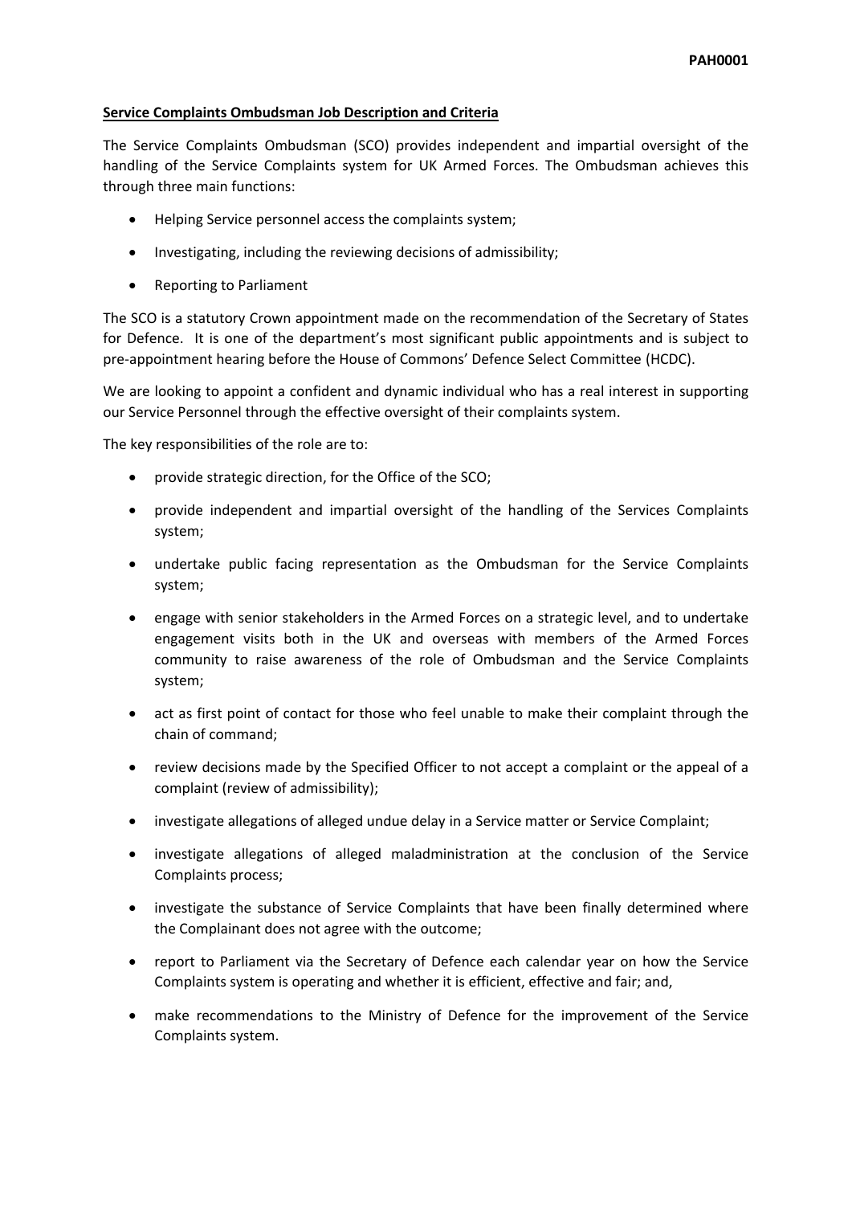**<u>Service Complaints Ombudsman Job Description and Criteria</u>**

The Service Complaints Ombudsman (SCO) provides independent and impartial oversight of the handling of the Service Complaints system for UK Armed Forces. The Ombudsman achieves this through three main functions:

- Helping Service personnel access the complaints system;
- Investigating, including the reviewing decisions of admissibility;
- Reporting to Parliament

The SCO is a statutory Crown appointment made on the recommendation of the Secretary of States for Defence. It is one of the department's most significant public appointments and is subject to pre-appointment hearing before the House of Commons' Defence Select Committee (HCDC).

We are looking to appoint a confident and dynamic individual who has a real interest in supporting our Service Personnel through the effective oversight of their complaints system.

The key responsibilities of the role are to:

- provide strategic direction, for the Office of the SCO;
- provide independent and impartial oversight of the handling of the Services Complaints system;
- undertake public facing representation as the Ombudsman for the Service Complaints system;
- engage with senior stakeholders in the Armed Forces on a strategic level, and to undertake engagement visits both in the UK and overseas with members of the Armed Forces community to raise awareness of the role of Ombudsman and the Service Complaints system;
- act as first point of contact for those who feel unable to make their complaint through the chain of command;
- review decisions made by the Specified Officer to not accept a complaint or the appeal of a complaint (review of admissibility);
- investigate allegations of alleged undue delay in a Service matter or Service Complaint;
- investigate allegations of alleged maladministration at the conclusion of the Service Complaints process;
- investigate the substance of Service Complaints that have been finally determined where the Complainant does not agree with the outcome;
- report to Parliament via the Secretary of Defence each calendar year on how the Service Complaints system is operating and whether it is efficient, effective and fair; and,
- make recommendations to the Ministry of Defence for the improvement of the Service Complaints system.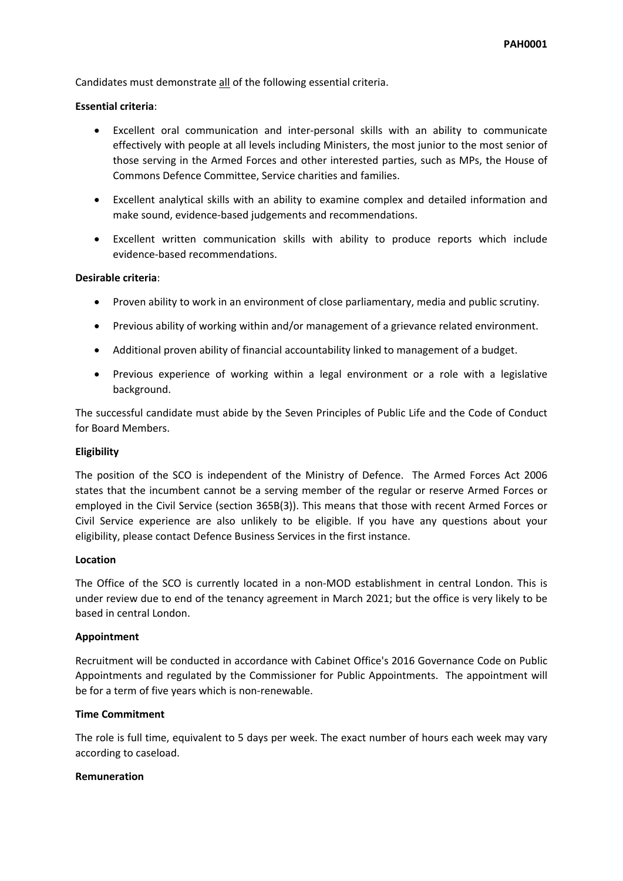Candidates must demonstrate <u>all</u> of the following essential criteria.

**Essential criteria**:

- Excellent oral communication and inter-personal skills with an ability to communicate effectively with people at all levels including Ministers, the most junior to the most senior of those serving in the Armed Forces and other interested parties, such as MPs, the House of Commons Defence Committee, Service charities and families.
- Excellent analytical skills with an ability to examine complex and detailed information and make sound, evidence-based judgements and recommendations.
- Excellent written communication skills with ability to produce reports which include evidence-based recommendations.

**Desirable criteria**:

- Proven ability to work in an environment of close parliamentary, media and public scrutiny.
- Previous ability of working within and/or management of a grievance related environment.
- Additional proven ability of financial accountability linked to management of a budget.
- Previous experience of working within a legal environment or a role with a legislative background.

The successful candidate must abide by the Seven Principles of Public Life and the Code of Conduct for Board Members.

**Eligibility**

The position of the SCO is independent of the Ministry of Defence. The Armed Forces Act 2006 states that the incumbent cannot be a serving member of the regular or reserve Armed Forces or employed in the Civil Service (section 365B(3)). This means that those with recent Armed Forces or Civil Service experience are also unlikely to be eligible. If you have any questions about your eligibility, please contact Defence Business Services in the first instance.

**Location**

The Office of the SCO is currently located in a non-MOD establishment in central London. This is under review due to end of the tenancy agreement in March 2021; but the office is very likely to be based in central London.

**Appointment**

Recruitment will be conducted in accordance with Cabinet Office's 2016 Governance Code on Public Appointments and regulated by the Commissioner for Public Appointments. The appointment will be for a term of five years which is non-renewable.

**Time Commitment**

The role is full time, equivalent to 5 days per week. The exact number of hours each week may vary according to caseload.

**Remuneration**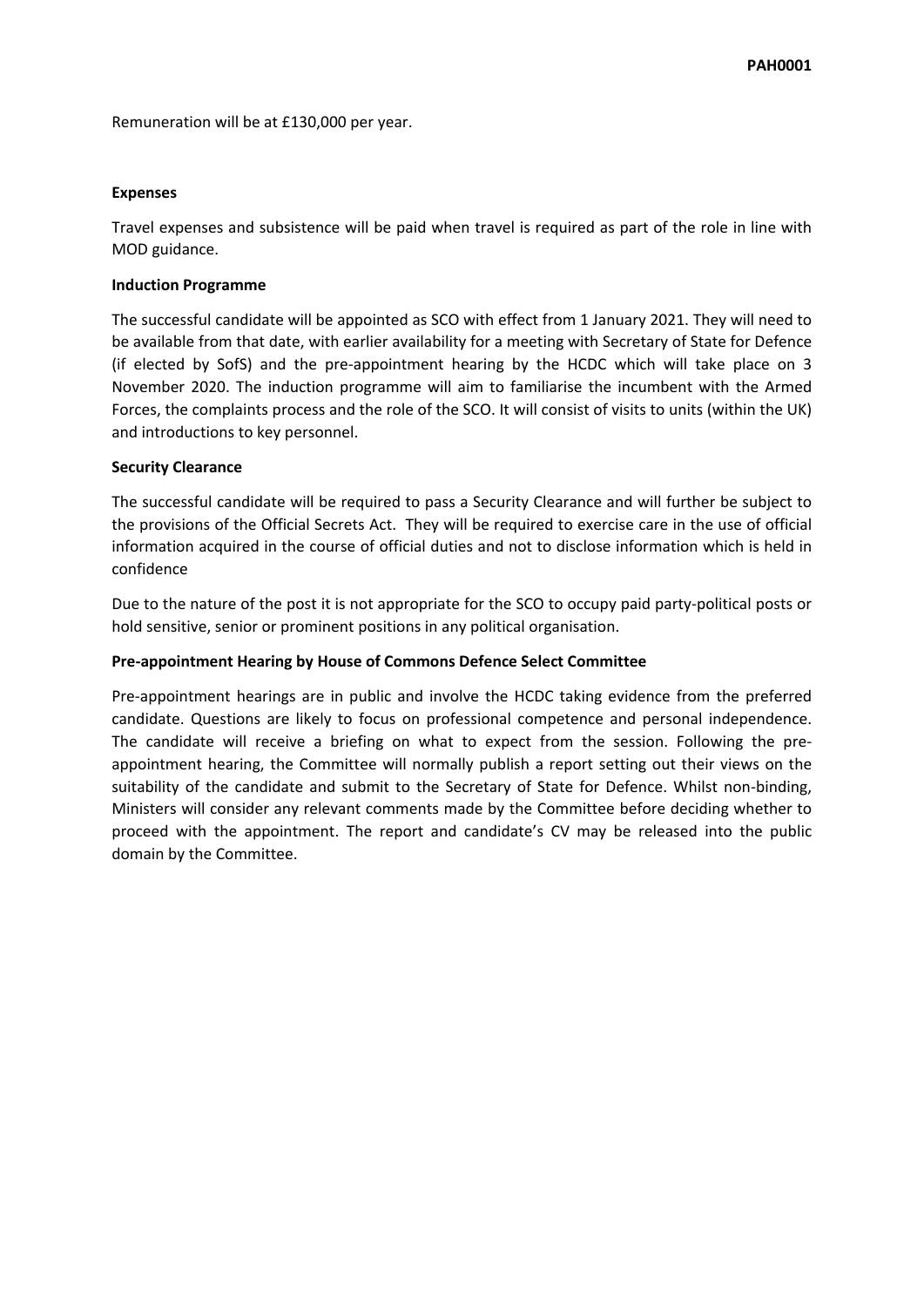Remuneration will be at £130,000 per year.

**Expenses**

Travel expenses and subsistence will be paid when travel is required as part of the role in line with MOD guidance.

**Induction Programme**

The successful candidate will be appointed as SCO with effect from 1 January 2021. They will need to be available from that date, with earlier availability for a meeting with Secretary of State for Defence (if elected by SofS) and the pre-appointment hearing by the HCDC which will take place on 3 November 2020. The induction programme will aim to familiarise the incumbent with the Armed Forces, the complaints process and the role of the SCO. It will consist of visits to units (within the UK) and introductions to key personnel.

**Security Clearance**

The successful candidate will be required to pass a Security Clearance and will further be subject to the provisions of the Official Secrets Act. They will be required to exercise care in the use of official information acquired in the course of official duties and not to disclose information which is held in confidence

Due to the nature of the post it is not appropriate for the SCO to occupy paid party-political posts or hold sensitive, senior or prominent positions in any political organisation.

**Pre-appointment Hearing by House of Commons Defence Select Committee**

Pre-appointment hearings are in public and involve the HCDC taking evidence from the preferred candidate. Questions are likely to focus on professional competence and personal independence. The candidate will receive a briefing on what to expect from the session. Following the pre-appointment hearing, the Committee will normally publish a report setting out their views on the suitability of the candidate and submit to the Secretary of State for Defence. Whilst non-binding, Ministers will consider any relevant comments made by the Committee before deciding whether to proceed with the appointment. The report and candidate's CV may be released into the public domain by the Committee.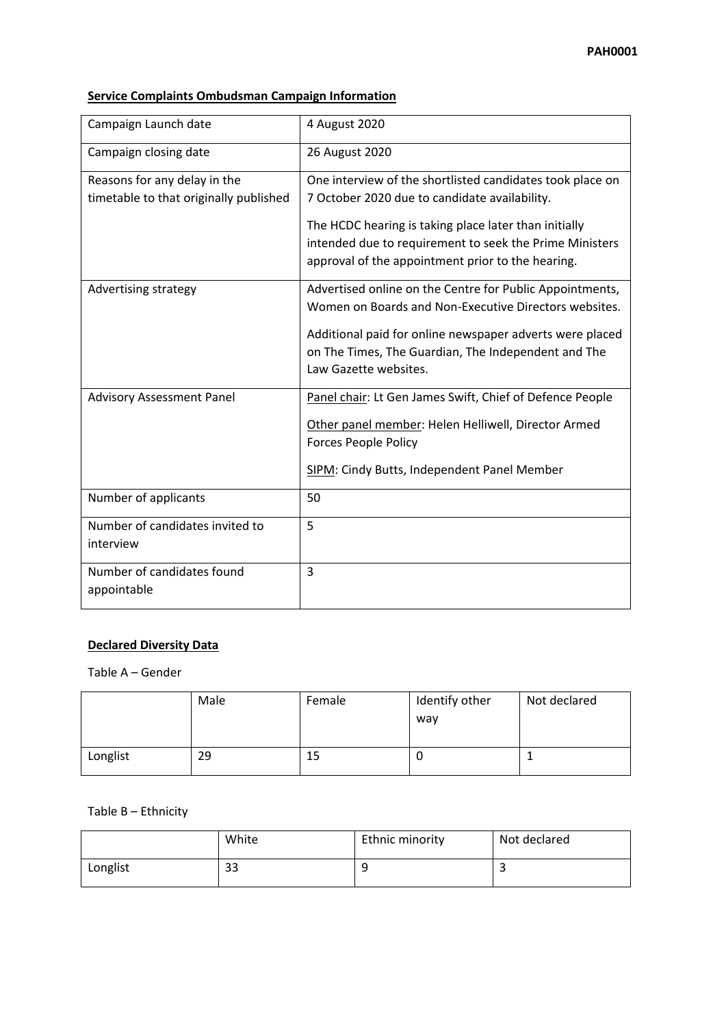**Service Complaints Ombudsman Campaign Information**

| | |
|---|---|
| Campaign Launch date | 4 August 2020 |
| Campaign closing date | 26 August 2020 |
| Reasons for any delay in the timetable to that originally published | One interview of the shortlisted candidates took place on 7 October 2020 due to candidate availability.<br><br>The HCDC hearing is taking place later than initially intended due to requirement to seek the Prime Ministers approval of the appointment prior to the hearing. |
| Advertising strategy | Advertised online on the Centre for Public Appointments, Women on Boards and Non-Executive Directors websites.<br><br>Additional paid for online newspaper adverts were placed on The Times, The Guardian, The Independent and The Law Gazette websites. |
| Advisory Assessment Panel | Panel chair: Lt Gen James Swift, Chief of Defence People<br><br>Other panel member: Helen Helliwell, Director Armed Forces People Policy<br><br>SIPM: Cindy Butts, Independent Panel Member |
| Number of applicants | 50 |
| Number of candidates invited to interview | 5 |
| Number of candidates found appointable | 3 |

**Declared Diversity Data**

Table A – Gender

| | Male | Female | Identify other way | Not declared |
|---|---|---|---|---|
| Longlist | 29 | 15 | 0 | 1 |

Table B – Ethnicity

| | White | Ethnic minority | Not declared |
|---|---|---|---|
| Longlist | 33 | 9 | 3 |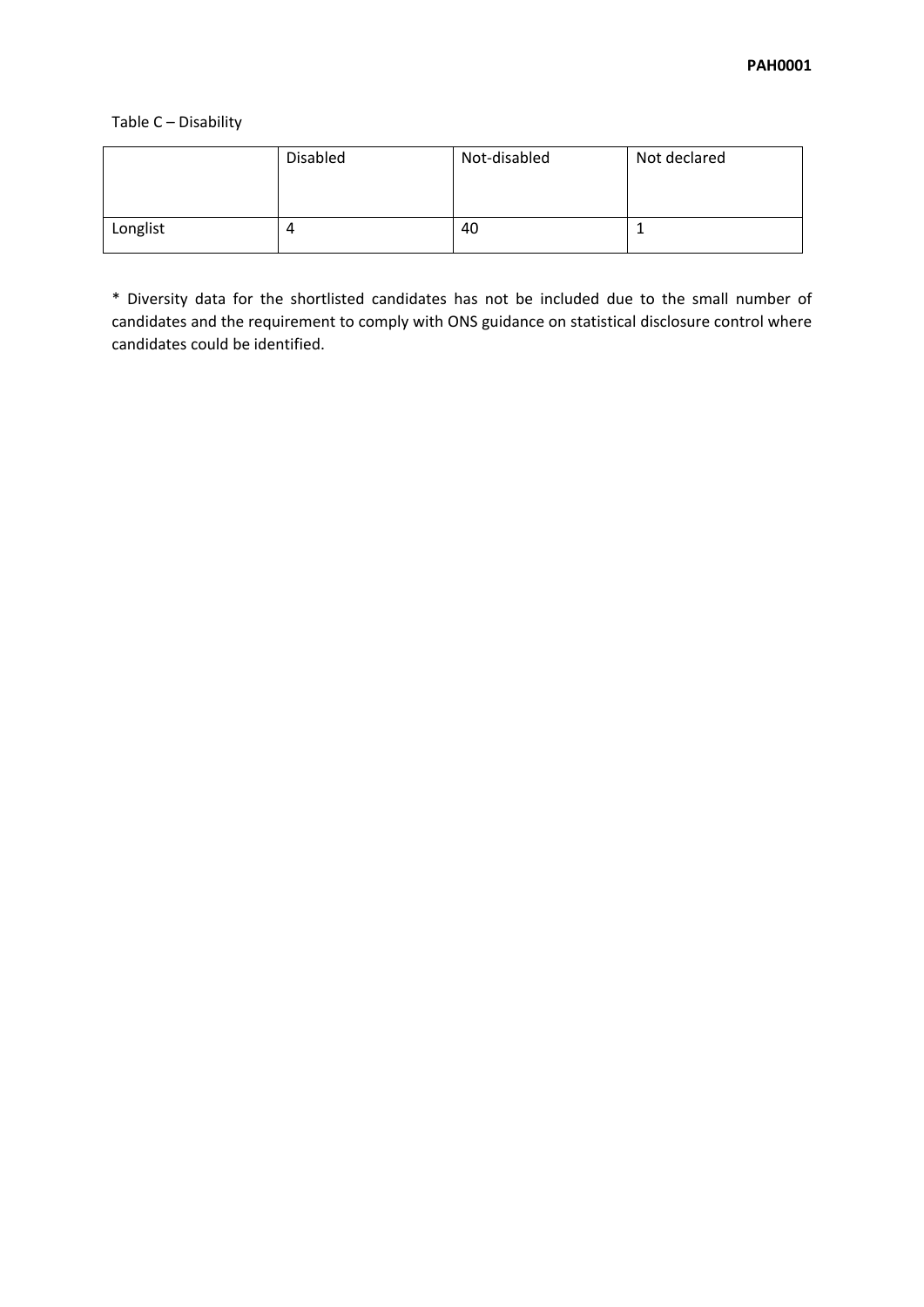Table C – Disability

| | Disabled | Not-disabled | Not declared |
|---|---|---|---|
| Longlist | 4 | 40 | 1 |

* Diversity data for the shortlisted candidates has not be included due to the small number of candidates and the requirement to comply with ONS guidance on statistical disclosure control where candidates could be identified.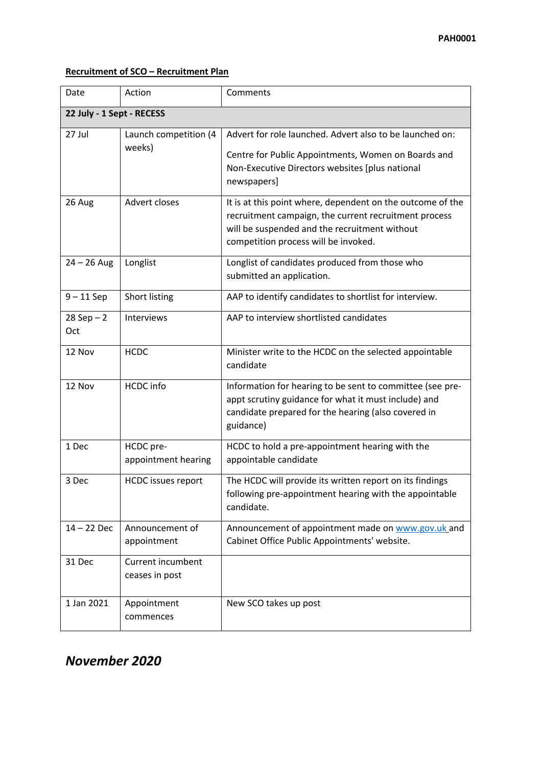PAH0001

**Recruitment of SCO – Recruitment Plan**

| Date | Action | Comments |
|---|---|---|
| **22 July - 1 Sept - RECESS** | | |
| 27 Jul | Launch competition (4 weeks) | Advert for role launched. Advert also to be launched on:<br><br>Centre for Public Appointments, Women on Boards and Non-Executive Directors websites [plus national newspapers] |
| 26 Aug | Advert closes | It is at this point where, dependent on the outcome of the recruitment campaign, the current recruitment process will be suspended and the recruitment without competition process will be invoked. |
| 24 – 26 Aug | Longlist | Longlist of candidates produced from those who submitted an application. |
| 9 – 11 Sep | Short listing | AAP to identify candidates to shortlist for interview. |
| 28 Sep – 2 Oct | Interviews | AAP to interview shortlisted candidates |
| 12 Nov | HCDC | Minister write to the HCDC on the selected appointable candidate |
| 12 Nov | HCDC info | Information for hearing to be sent to committee (see pre-appt scrutiny guidance for what it must include) and candidate prepared for the hearing (also covered in guidance) |
| 1 Dec | HCDC pre-appointment hearing | HCDC to hold a pre-appointment hearing with the appointable candidate |
| 3 Dec | HCDC issues report | The HCDC will provide its written report on its findings following pre-appointment hearing with the appointable candidate. |
| 14 – 22 Dec | Announcement of appointment | Announcement of appointment made on www.gov.uk and Cabinet Office Public Appointments' website. |
| 31 Dec | Current incumbent ceases in post | |
| 1 Jan 2021 | Appointment commences | New SCO takes up post |

***November 2020***